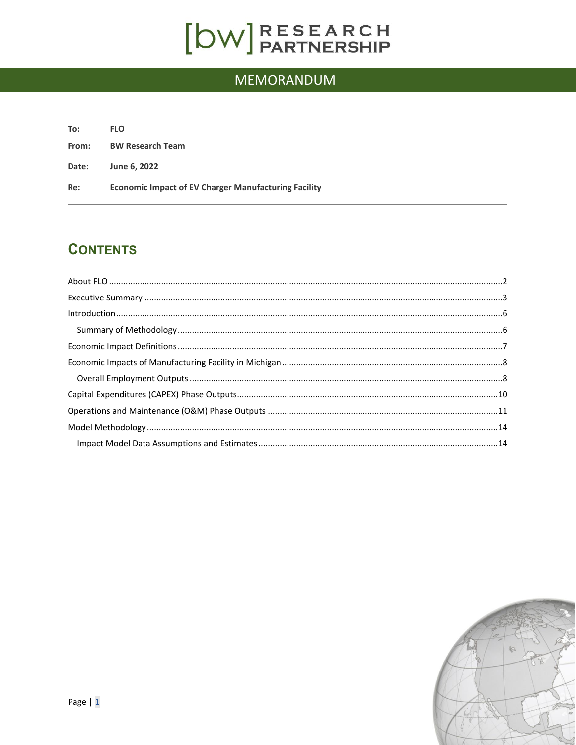# [bw] RESEARCH PARTNERSHIP

## MEMORANDUM

**To:** FLO

**From:** BW Research Team

**Date:** June 6, 2022

**Re:** Economic Impact of EV Charger Manufacturing Facility

---

## CONTENTS

About FLO ....................................................................................................................2
Executive Summary ....................................................................................................3
Introduction ................................................................................................................6
  Summary of Methodology ........................................................................................6
Economic Impact Definitions ......................................................................................7
Economic Impacts of Manufacturing Facility in Michigan ...........................................8
  Overall Employment Outputs ...................................................................................8
Capital Expenditures (CAPEX) Phase Outputs ...........................................................10
Operations and Maintenance (O&M) Phase Outputs ..................................................11
Model Methodology ..................................................................................................14
  Impact Model Data Assumptions and Estimates .....................................................14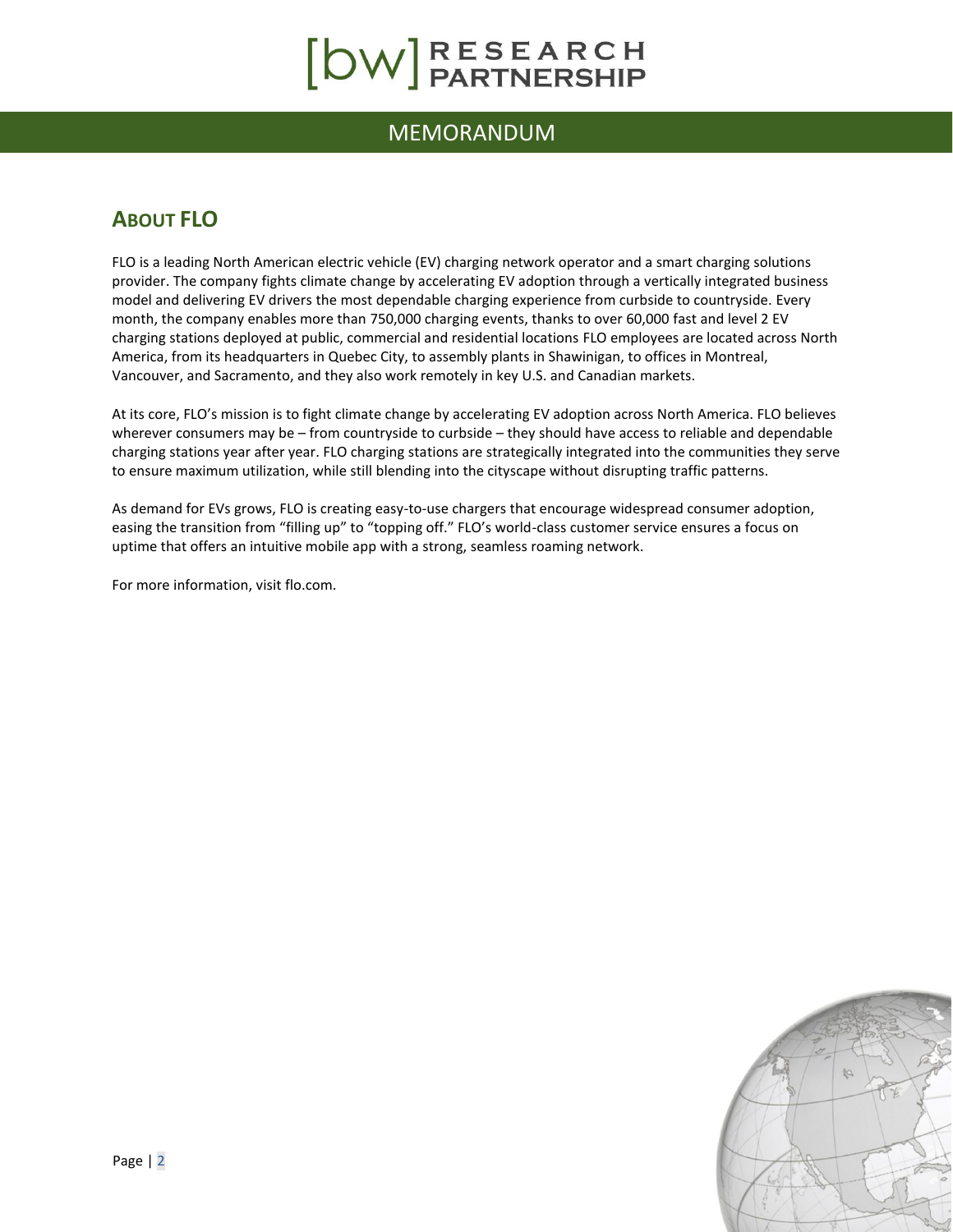## ABOUT FLO

FLO is a leading North American electric vehicle (EV) charging network operator and a smart charging solutions provider. The company fights climate change by accelerating EV adoption through a vertically integrated business model and delivering EV drivers the most dependable charging experience from curbside to countryside. Every month, the company enables more than 750,000 charging events, thanks to over 60,000 fast and level 2 EV charging stations deployed at public, commercial and residential locations FLO employees are located across North America, from its headquarters in Quebec City, to assembly plants in Shawinigan, to offices in Montreal, Vancouver, and Sacramento, and they also work remotely in key U.S. and Canadian markets.

At its core, FLO's mission is to fight climate change by accelerating EV adoption across North America. FLO believes wherever consumers may be – from countryside to curbside – they should have access to reliable and dependable charging stations year after year. FLO charging stations are strategically integrated into the communities they serve to ensure maximum utilization, while still blending into the cityscape without disrupting traffic patterns.

As demand for EVs grows, FLO is creating easy-to-use chargers that encourage widespread consumer adoption, easing the transition from "filling up" to "topping off." FLO's world-class customer service ensures a focus on uptime that offers an intuitive mobile app with a strong, seamless roaming network.

For more information, visit flo.com.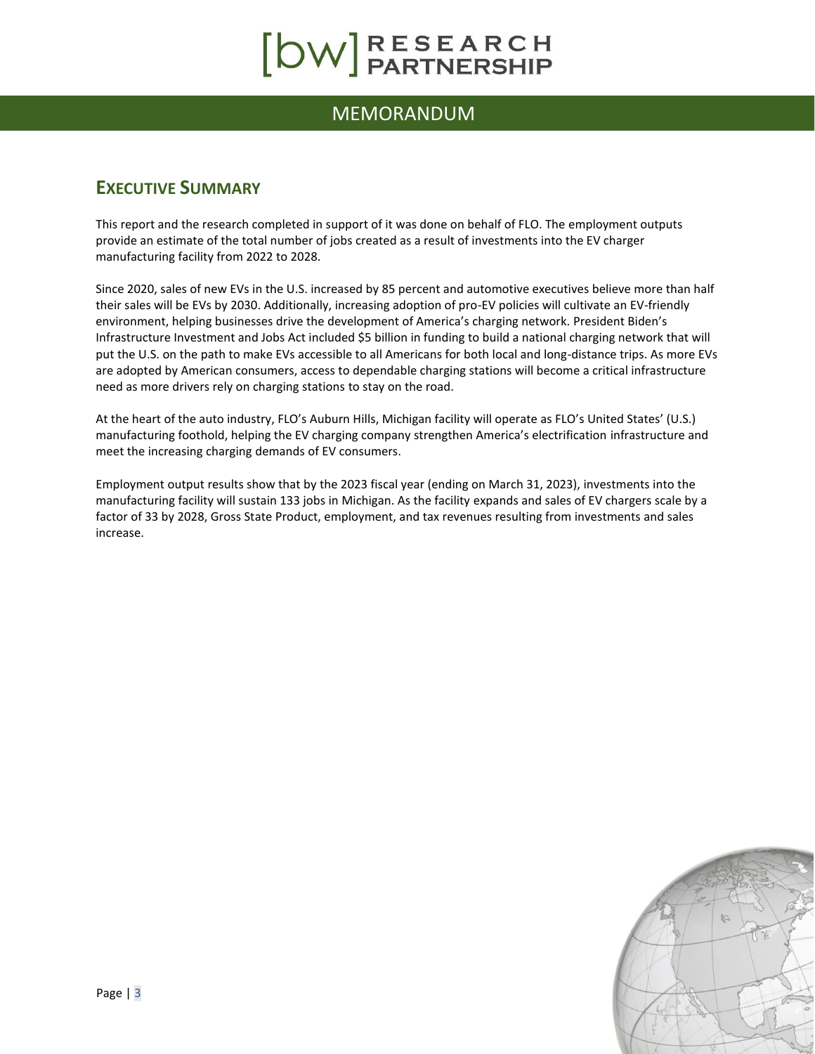# MEMORANDUM

## EXECUTIVE SUMMARY

This report and the research completed in support of it was done on behalf of FLO. The employment outputs provide an estimate of the total number of jobs created as a result of investments into the EV charger manufacturing facility from 2022 to 2028.

Since 2020, sales of new EVs in the U.S. increased by 85 percent and automotive executives believe more than half their sales will be EVs by 2030. Additionally, increasing adoption of pro-EV policies will cultivate an EV-friendly environment, helping businesses drive the development of America's charging network. President Biden's Infrastructure Investment and Jobs Act included $5 billion in funding to build a national charging network that will put the U.S. on the path to make EVs accessible to all Americans for both local and long-distance trips. As more EVs are adopted by American consumers, access to dependable charging stations will become a critical infrastructure need as more drivers rely on charging stations to stay on the road.

At the heart of the auto industry, FLO's Auburn Hills, Michigan facility will operate as FLO's United States' (U.S.) manufacturing foothold, helping the EV charging company strengthen America's electrification infrastructure and meet the increasing charging demands of EV consumers.

Employment output results show that by the 2023 fiscal year (ending on March 31, 2023), investments into the manufacturing facility will sustain 133 jobs in Michigan. As the facility expands and sales of EV chargers scale by a factor of 33 by 2028, Gross State Product, employment, and tax revenues resulting from investments and sales increase.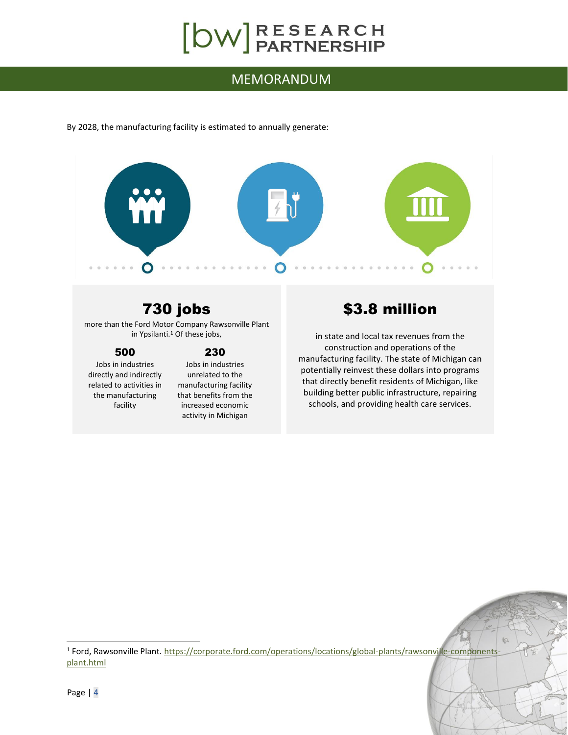By 2028, the manufacturing facility is estimated to annually generate:

## 730 jobs

more than the Ford Motor Company Rawsonville Plant in Ypsilanti.[1] Of these jobs,

**500**

Jobs in industries directly and indirectly related to activities in the manufacturing facility

**230**

Jobs in industries unrelated to the manufacturing facility that benefits from the increased economic activity in Michigan

## $3.8 million

in state and local tax revenues from the construction and operations of the manufacturing facility. The state of Michigan can potentially reinvest these dollars into programs that directly benefit residents of Michigan, like building better public infrastructure, repairing schools, and providing health care services.

---

[1] Ford, Rawsonville Plant. https://corporate.ford.com/operations/locations/global-plants/rawsonville-components-plant.html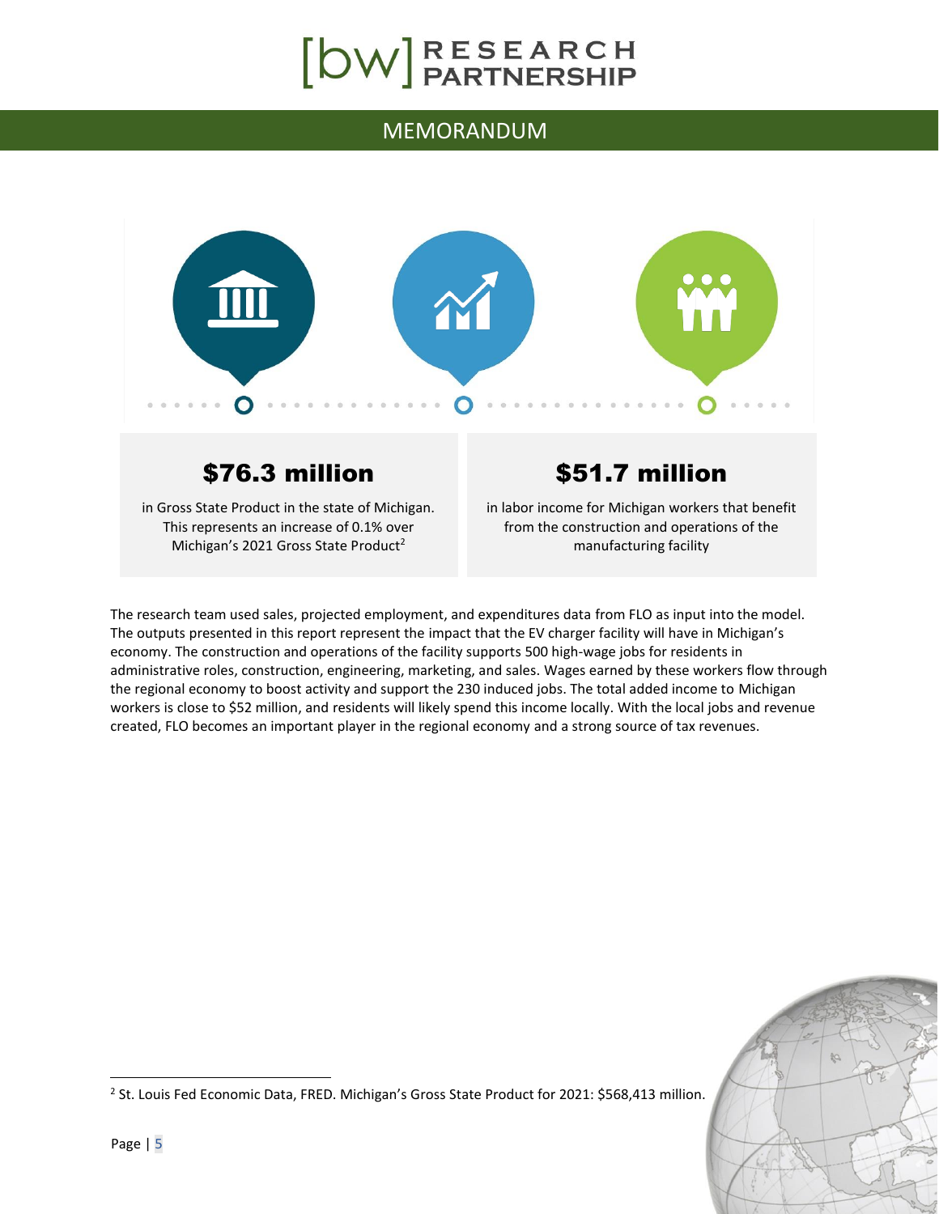**$76.3 million**

in Gross State Product in the state of Michigan. This represents an increase of 0.1% over Michigan's 2021 Gross State Product[2]

**$51.7 million**

in labor income for Michigan workers that benefit from the construction and operations of the manufacturing facility

The research team used sales, projected employment, and expenditures data from FLO as input into the model. The outputs presented in this report represent the impact that the EV charger facility will have in Michigan's economy. The construction and operations of the facility supports 500 high-wage jobs for residents in administrative roles, construction, engineering, marketing, and sales. Wages earned by these workers flow through the regional economy to boost activity and support the 230 induced jobs. The total added income to Michigan workers is close to $52 million, and residents will likely spend this income locally. With the local jobs and revenue created, FLO becomes an important player in the regional economy and a strong source of tax revenues.

---

[2] St. Louis Fed Economic Data, FRED. Michigan's Gross State Product for 2021: $568,413 million.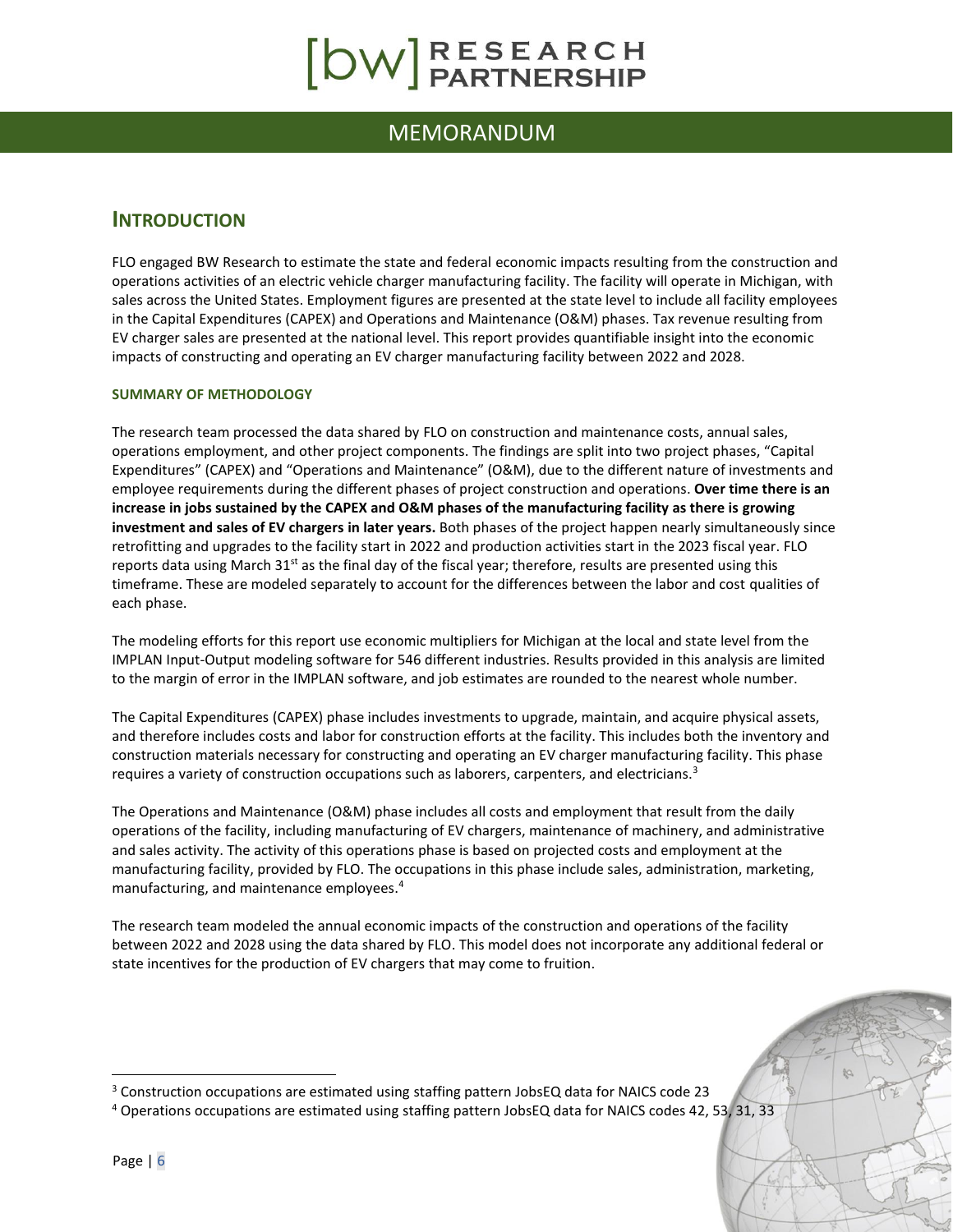## INTRODUCTION

FLO engaged BW Research to estimate the state and federal economic impacts resulting from the construction and operations activities of an electric vehicle charger manufacturing facility. The facility will operate in Michigan, with sales across the United States. Employment figures are presented at the state level to include all facility employees in the Capital Expenditures (CAPEX) and Operations and Maintenance (O&M) phases. Tax revenue resulting from EV charger sales are presented at the national level. This report provides quantifiable insight into the economic impacts of constructing and operating an EV charger manufacturing facility between 2022 and 2028.

### SUMMARY OF METHODOLOGY

The research team processed the data shared by FLO on construction and maintenance costs, annual sales, operations employment, and other project components. The findings are split into two project phases, "Capital Expenditures" (CAPEX) and "Operations and Maintenance" (O&M), due to the different nature of investments and employee requirements during the different phases of project construction and operations. **Over time there is an increase in jobs sustained by the CAPEX and O&M phases of the manufacturing facility as there is growing investment and sales of EV chargers in later years.** Both phases of the project happen nearly simultaneously since retrofitting and upgrades to the facility start in 2022 and production activities start in the 2023 fiscal year. FLO reports data using March 31st as the final day of the fiscal year; therefore, results are presented using this timeframe. These are modeled separately to account for the differences between the labor and cost qualities of each phase.

The modeling efforts for this report use economic multipliers for Michigan at the local and state level from the IMPLAN Input-Output modeling software for 546 different industries. Results provided in this analysis are limited to the margin of error in the IMPLAN software, and job estimates are rounded to the nearest whole number.

The Capital Expenditures (CAPEX) phase includes investments to upgrade, maintain, and acquire physical assets, and therefore includes costs and labor for construction efforts at the facility. This includes both the inventory and construction materials necessary for constructing and operating an EV charger manufacturing facility. This phase requires a variety of construction occupations such as laborers, carpenters, and electricians.[3]

The Operations and Maintenance (O&M) phase includes all costs and employment that result from the daily operations of the facility, including manufacturing of EV chargers, maintenance of machinery, and administrative and sales activity. The activity of this operations phase is based on projected costs and employment at the manufacturing facility, provided by FLO. The occupations in this phase include sales, administration, marketing, manufacturing, and maintenance employees.[4]

The research team modeled the annual economic impacts of the construction and operations of the facility between 2022 and 2028 using the data shared by FLO. This model does not incorporate any additional federal or state incentives for the production of EV chargers that may come to fruition.

---

[3] Construction occupations are estimated using staffing pattern JobsEQ data for NAICS code 23

[4] Operations occupations are estimated using staffing pattern JobsEQ data for NAICS codes 42, 53, 31, 33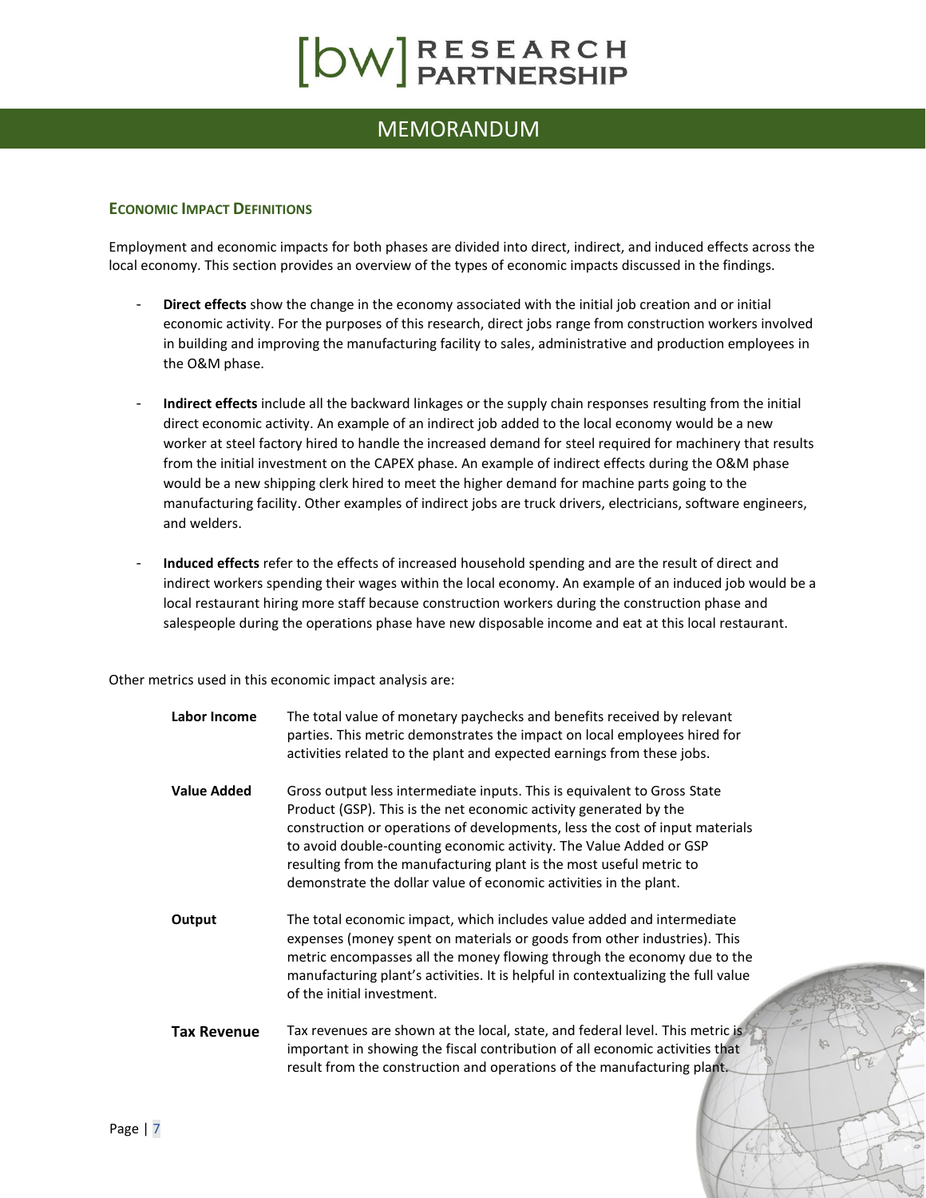## Economic Impact Definitions

Employment and economic impacts for both phases are divided into direct, indirect, and induced effects across the local economy. This section provides an overview of the types of economic impacts discussed in the findings.

- **Direct effects** show the change in the economy associated with the initial job creation and or initial economic activity. For the purposes of this research, direct jobs range from construction workers involved in building and improving the manufacturing facility to sales, administrative and production employees in the O&M phase.
- **Indirect effects** include all the backward linkages or the supply chain responses resulting from the initial direct economic activity. An example of an indirect job added to the local economy would be a new worker at steel factory hired to handle the increased demand for steel required for machinery that results from the initial investment on the CAPEX phase. An example of indirect effects during the O&M phase would be a new shipping clerk hired to meet the higher demand for machine parts going to the manufacturing facility. Other examples of indirect jobs are truck drivers, electricians, software engineers, and welders.
- **Induced effects** refer to the effects of increased household spending and are the result of direct and indirect workers spending their wages within the local economy. An example of an induced job would be a local restaurant hiring more staff because construction workers during the construction phase and salespeople during the operations phase have new disposable income and eat at this local restaurant.

Other metrics used in this economic impact analysis are:

**Labor Income** — The total value of monetary paychecks and benefits received by relevant parties. This metric demonstrates the impact on local employees hired for activities related to the plant and expected earnings from these jobs.

**Value Added** — Gross output less intermediate inputs. This is equivalent to Gross State Product (GSP). This is the net economic activity generated by the construction or operations of developments, less the cost of input materials to avoid double-counting economic activity. The Value Added or GSP resulting from the manufacturing plant is the most useful metric to demonstrate the dollar value of economic activities in the plant.

**Output** — The total economic impact, which includes value added and intermediate expenses (money spent on materials or goods from other industries). This metric encompasses all the money flowing through the economy due to the manufacturing plant's activities. It is helpful in contextualizing the full value of the initial investment.

**Tax Revenue** — Tax revenues are shown at the local, state, and federal level. This metric is important in showing the fiscal contribution of all economic activities that result from the construction and operations of the manufacturing plant.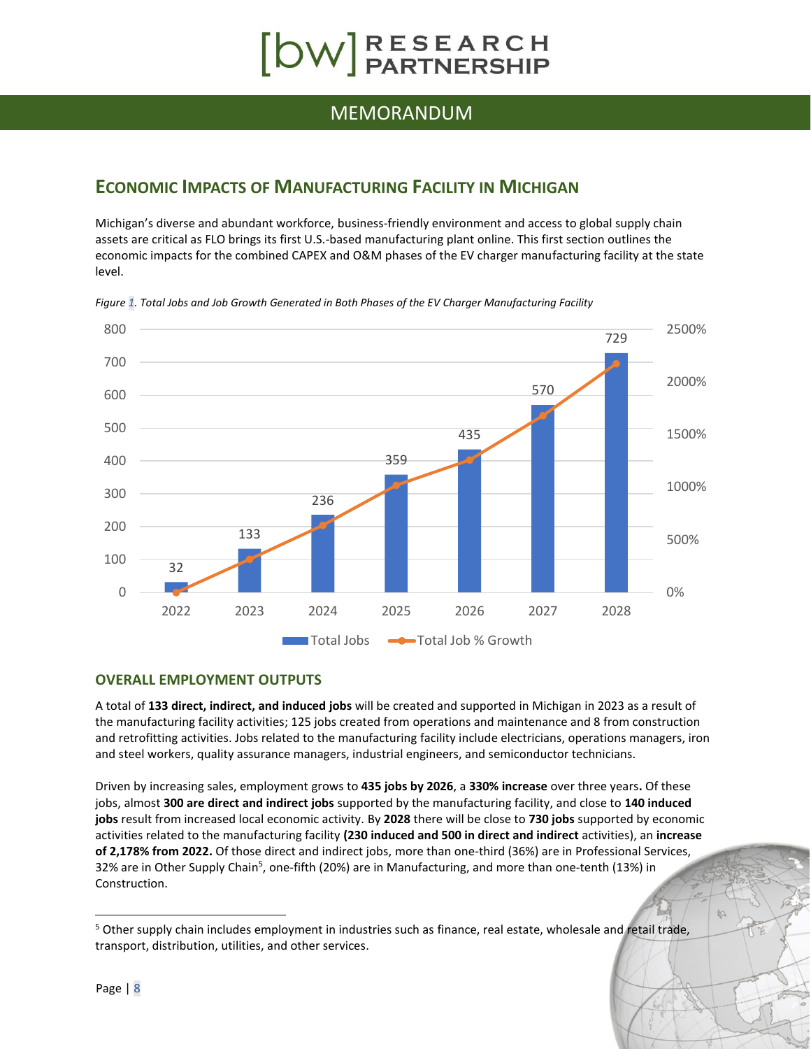## ECONOMIC IMPACTS OF MANUFACTURING FACILITY IN MICHIGAN

Michigan's diverse and abundant workforce, business-friendly environment and access to global supply chain assets are critical as FLO brings its first U.S.-based manufacturing plant online. This first section outlines the economic impacts for the combined CAPEX and O&M phases of the EV charger manufacturing facility at the state level.

*Figure 1. Total Jobs and Job Growth Generated in Both Phases of the EV Charger Manufacturing Facility*

| Year | Total Jobs |
|---|---|
| 2022 | 32 |
| 2023 | 133 |
| 2024 | 236 |
| 2025 | 359 |
| 2026 | 435 |
| 2027 | 570 |
| 2028 | 729 |

### OVERALL EMPLOYMENT OUTPUTS

A total of **133 direct, indirect, and induced jobs** will be created and supported in Michigan in 2023 as a result of the manufacturing facility activities; 125 jobs created from operations and maintenance and 8 from construction and retrofitting activities. Jobs related to the manufacturing facility include electricians, operations managers, iron and steel workers, quality assurance managers, industrial engineers, and semiconductor technicians.

Driven by increasing sales, employment grows to **435 jobs by 2026**, a **330% increase** over three years**.** Of these jobs, almost **300 are direct and indirect jobs** supported by the manufacturing facility, and close to **140 induced jobs** result from increased local economic activity. By **2028** there will be close to **730 jobs** supported by economic activities related to the manufacturing facility **(230 induced and 500 in direct and indirect** activities), an **increase of 2,178% from 2022.** Of those direct and indirect jobs, more than one-third (36%) are in Professional Services, 32% are in Other Supply Chain[5], one-fifth (20%) are in Manufacturing, and more than one-tenth (13%) in Construction.

[5] Other supply chain includes employment in industries such as finance, real estate, wholesale and retail trade, transport, distribution, utilities, and other services.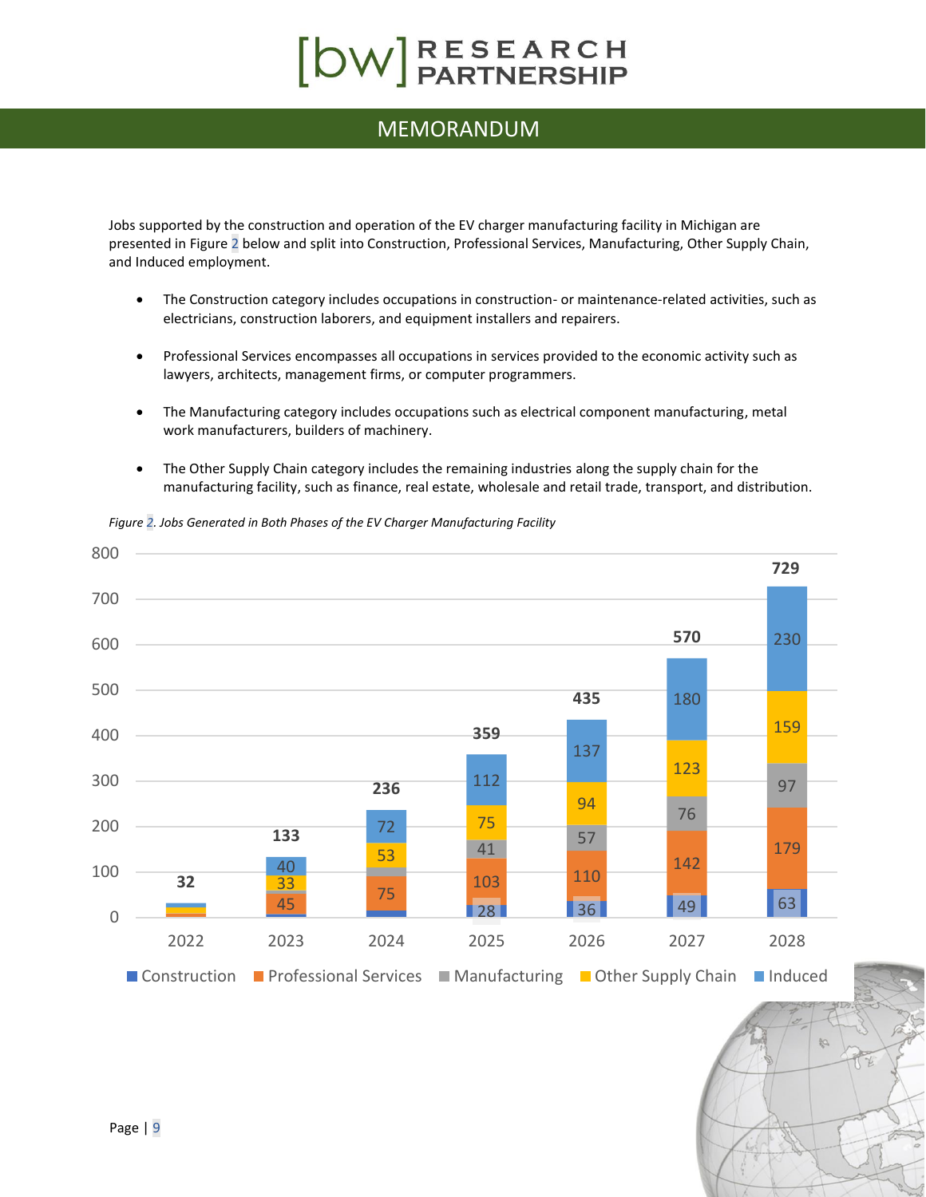Jobs supported by the construction and operation of the EV charger manufacturing facility in Michigan are presented in Figure 2 below and split into Construction, Professional Services, Manufacturing, Other Supply Chain, and Induced employment.

- The Construction category includes occupations in construction- or maintenance-related activities, such as electricians, construction laborers, and equipment installers and repairers.
- Professional Services encompasses all occupations in services provided to the economic activity such as lawyers, architects, management firms, or computer programmers.
- The Manufacturing category includes occupations such as electrical component manufacturing, metal work manufacturers, builders of machinery.
- The Other Supply Chain category includes the remaining industries along the supply chain for the manufacturing facility, such as finance, real estate, wholesale and retail trade, transport, and distribution.

*Figure 2. Jobs Generated in Both Phases of the EV Charger Manufacturing Facility*

| Year | Construction | Professional Services | Manufacturing | Other Supply Chain | Induced | Total |
|---|---|---|---|---|---|---|
| 2022 | | | | | | 32 |
| 2023 | | 45 | | 33 | 40 | 133 |
| 2024 | | 75 | | 53 | 72 | 236 |
| 2025 | 28 | 103 | 41 | 75 | 112 | 359 |
| 2026 | 36 | 110 | 57 | 94 | 137 | 435 |
| 2027 | 49 | 142 | 76 | 123 | 180 | 570 |
| 2028 | 63 | 179 | 97 | 159 | 230 | 729 |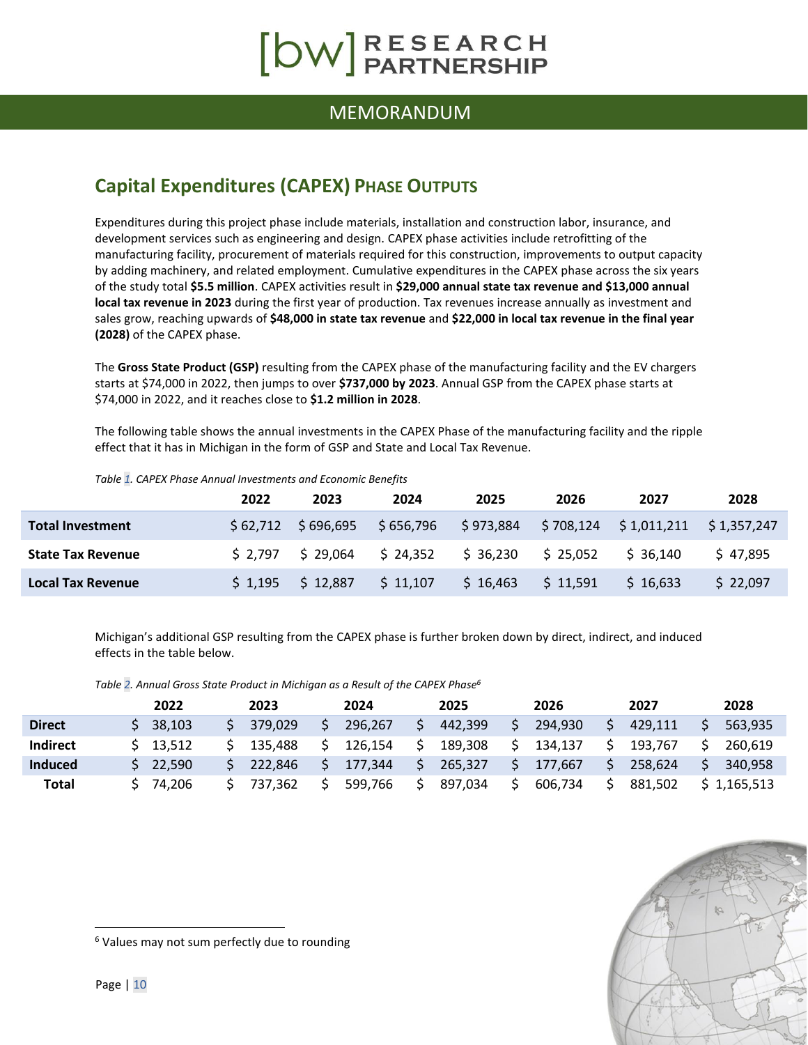## Capital Expenditures (CAPEX) Phase Outputs

Expenditures during this project phase include materials, installation and construction labor, insurance, and development services such as engineering and design. CAPEX phase activities include retrofitting of the manufacturing facility, procurement of materials required for this construction, improvements to output capacity by adding machinery, and related employment. Cumulative expenditures in the CAPEX phase across the six years of the study total **$5.5 million**. CAPEX activities result in **$29,000 annual state tax revenue and $13,000 annual local tax revenue in 2023** during the first year of production. Tax revenues increase annually as investment and sales grow, reaching upwards of **$48,000 in state tax revenue** and **$22,000 in local tax revenue in the final year (2028)** of the CAPEX phase.

The **Gross State Product (GSP)** resulting from the CAPEX phase of the manufacturing facility and the EV chargers starts at $74,000 in 2022, then jumps to over **$737,000 by 2023**. Annual GSP from the CAPEX phase starts at $74,000 in 2022, and it reaches close to **$1.2 million in 2028**.

The following table shows the annual investments in the CAPEX Phase of the manufacturing facility and the ripple effect that it has in Michigan in the form of GSP and State and Local Tax Revenue.

*Table 1. CAPEX Phase Annual Investments and Economic Benefits*

| | 2022 | 2023 | 2024 | 2025 | 2026 | 2027 | 2028 |
|---|---|---|---|---|---|---|---|
| **Total Investment** | $ 62,712 | $ 696,695 | $ 656,796 | $ 973,884 | $ 708,124 | $ 1,011,211 | $ 1,357,247 |
| **State Tax Revenue** | $ 2,797 | $ 29,064 | $ 24,352 | $ 36,230 | $ 25,052 | $ 36,140 | $ 47,895 |
| **Local Tax Revenue** | $ 1,195 | $ 12,887 | $ 11,107 | $ 16,463 | $ 11,591 | $ 16,633 | $ 22,097 |

Michigan's additional GSP resulting from the CAPEX phase is further broken down by direct, indirect, and induced effects in the table below.

*Table 2. Annual Gross State Product in Michigan as a Result of the CAPEX Phase[6]*

| | 2022 | 2023 | 2024 | 2025 | 2026 | 2027 | 2028 |
|---|---|---|---|---|---|---|---|
| **Direct** | $ 38,103 | $ 379,029 | $ 296,267 | $ 442,399 | $ 294,930 | $ 429,111 | $ 563,935 |
| **Indirect** | $ 13,512 | $ 135,488 | $ 126,154 | $ 189,308 | $ 134,137 | $ 193,767 | $ 260,619 |
| **Induced** | $ 22,590 | $ 222,846 | $ 177,344 | $ 265,327 | $ 177,667 | $ 258,624 | $ 340,958 |
| **Total** | $ 74,206 | $ 737,362 | $ 599,766 | $ 897,034 | $ 606,734 | $ 881,502 | $ 1,165,513 |

[6] Values may not sum perfectly due to rounding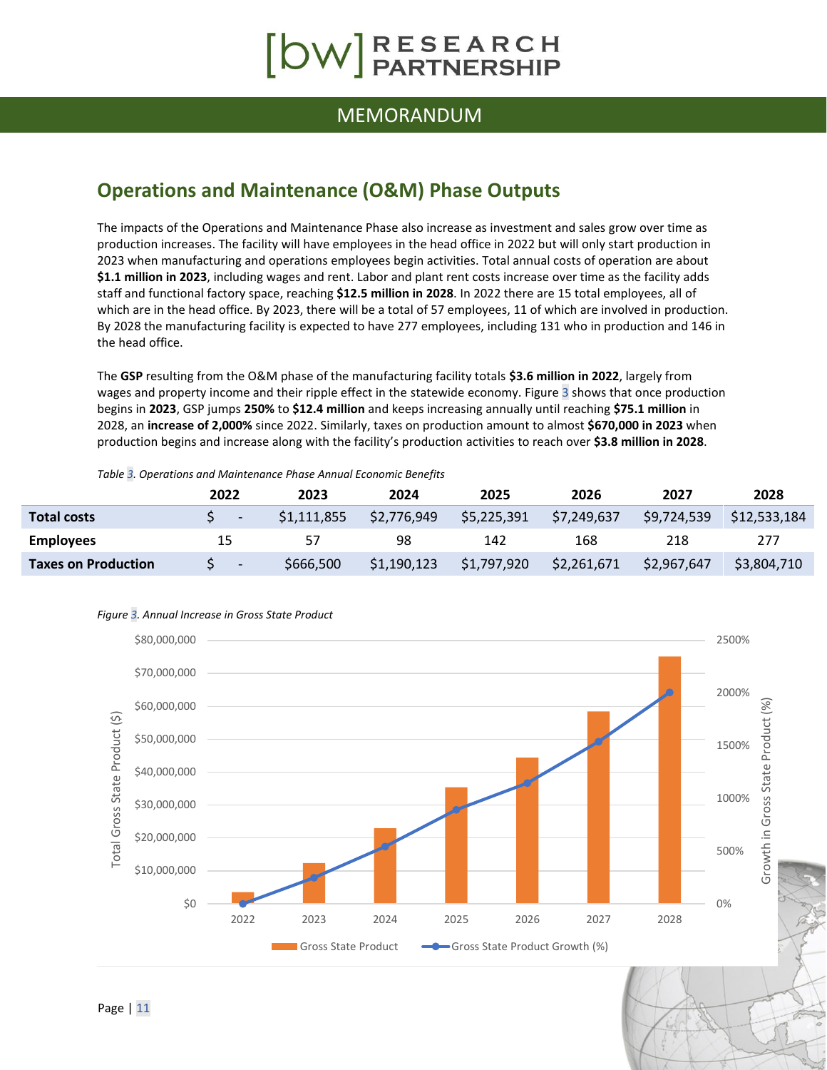## Operations and Maintenance (O&M) Phase Outputs

The impacts of the Operations and Maintenance Phase also increase as investment and sales grow over time as production increases. The facility will have employees in the head office in 2022 but will only start production in 2023 when manufacturing and operations employees begin activities. Total annual costs of operation are about **$1.1 million in 2023**, including wages and rent. Labor and plant rent costs increase over time as the facility adds staff and functional factory space, reaching **$12.5 million in 2028**. In 2022 there are 15 total employees, all of which are in the head office. By 2023, there will be a total of 57 employees, 11 of which are involved in production. By 2028 the manufacturing facility is expected to have 277 employees, including 131 who in production and 146 in the head office.

The **GSP** resulting from the O&M phase of the manufacturing facility totals **$3.6 million in 2022**, largely from wages and property income and their ripple effect in the statewide economy. Figure 3 shows that once production begins in **2023**, GSP jumps **250%** to **$12.4 million** and keeps increasing annually until reaching **$75.1 million** in 2028, an **increase of 2,000%** since 2022. Similarly, taxes on production amount to almost **$670,000 in 2023** when production begins and increase along with the facility's production activities to reach over **$3.8 million in 2028**.

*Table 3. Operations and Maintenance Phase Annual Economic Benefits*

| | 2022 | 2023 | 2024 | 2025 | 2026 | 2027 | 2028 |
|---|---|---|---|---|---|---|---|
| **Total costs** | $ - | $1,111,855 | $2,776,949 | $5,225,391 | $7,249,637 | $9,724,539 | $12,533,184 |
| **Employees** | 15 | 57 | 98 | 142 | 168 | 218 | 277 |
| **Taxes on Production** | $ - | $666,500 | $1,190,123 | $1,797,920 | $2,261,671 | $2,967,647 | $3,804,710 |

*Figure 3. Annual Increase in Gross State Product*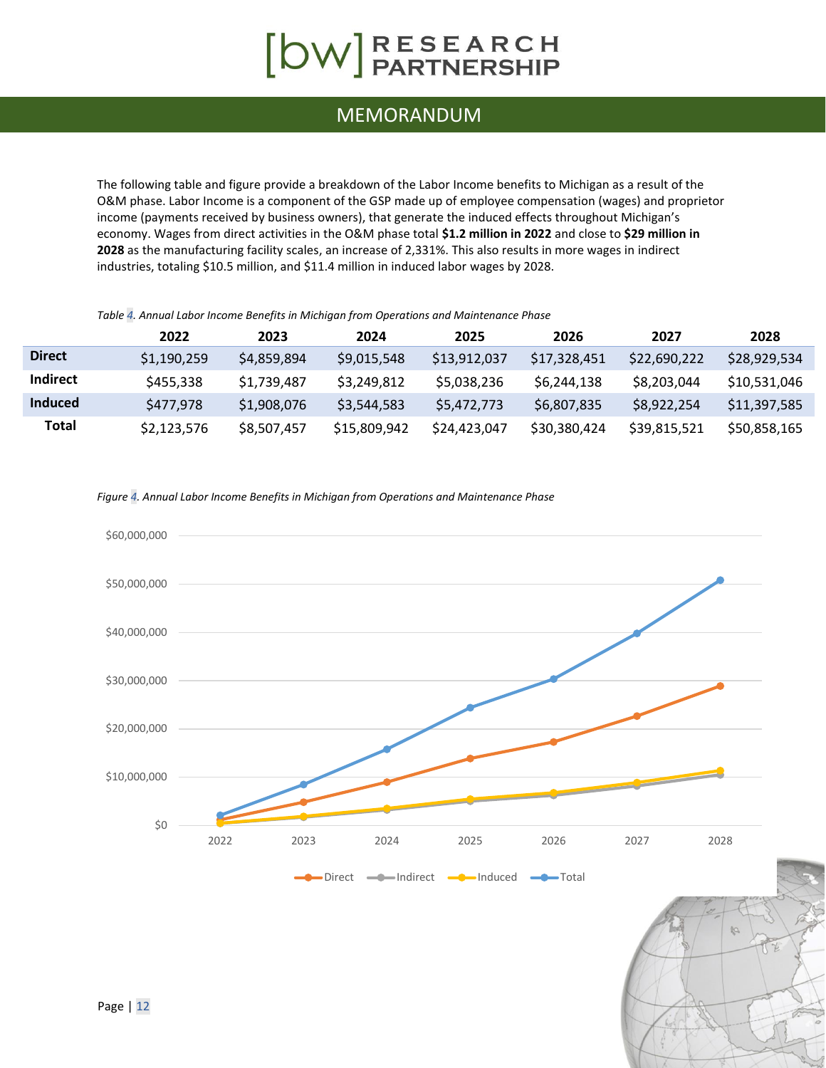The following table and figure provide a breakdown of the Labor Income benefits to Michigan as a result of the O&M phase. Labor Income is a component of the GSP made up of employee compensation (wages) and proprietor income (payments received by business owners), that generate the induced effects throughout Michigan's economy. Wages from direct activities in the O&M phase total **$1.2 million in 2022** and close to **$29 million in 2028** as the manufacturing facility scales, an increase of 2,331%. This also results in more wages in indirect industries, totaling $10.5 million, and $11.4 million in induced labor wages by 2028.

*Table 4. Annual Labor Income Benefits in Michigan from Operations and Maintenance Phase*

| | 2022 | 2023 | 2024 | 2025 | 2026 | 2027 | 2028 |
|---|---|---|---|---|---|---|---|
| **Direct** | $1,190,259 | $4,859,894 | $9,015,548 | $13,912,037 | $17,328,451 | $22,690,222 | $28,929,534 |
| **Indirect** | $455,338 | $1,739,487 | $3,249,812 | $5,038,236 | $6,244,138 | $8,203,044 | $10,531,046 |
| **Induced** | $477,978 | $1,908,076 | $3,544,583 | $5,472,773 | $6,807,835 | $8,922,254 | $11,397,585 |
| **Total** | $2,123,576 | $8,507,457 | $15,809,942 | $24,423,047 | $30,380,424 | $39,815,521 | $50,858,165 |

*Figure 4. Annual Labor Income Benefits in Michigan from Operations and Maintenance Phase*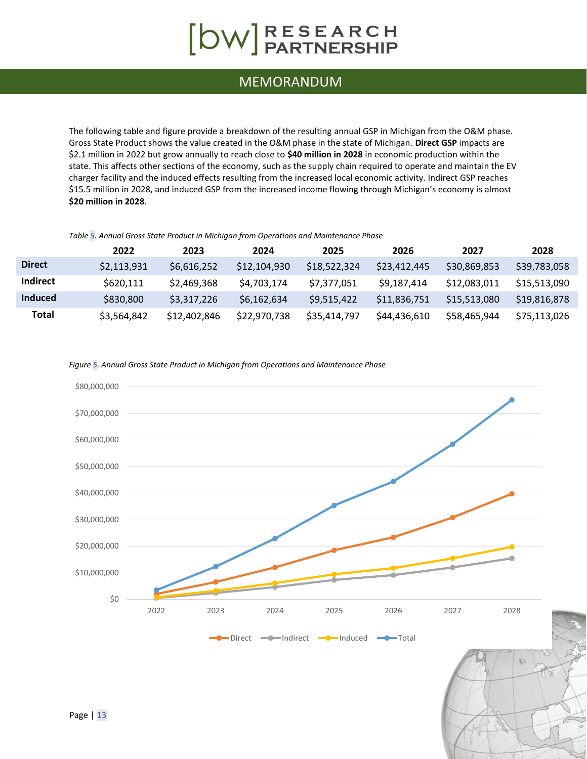The following table and figure provide a breakdown of the resulting annual GSP in Michigan from the O&M phase. Gross State Product shows the value created in the O&M phase in the state of Michigan. **Direct GSP** impacts are $2.1 million in 2022 but grow annually to reach close to **$40 million in 2028** in economic production within the state. This affects other sections of the economy, such as the supply chain required to operate and maintain the EV charger facility and the induced effects resulting from the increased local economic activity. Indirect GSP reaches $15.5 million in 2028, and induced GSP from the increased income flowing through Michigan's economy is almost **$20 million in 2028**.

*Table 5. Annual Gross State Product in Michigan from Operations and Maintenance Phase*

| | 2022 | 2023 | 2024 | 2025 | 2026 | 2027 | 2028 |
|---|---|---|---|---|---|---|---|
| **Direct** | $2,113,931 | $6,616,252 | $12,104,930 | $18,522,324 | $23,412,445 | $30,869,853 | $39,783,058 |
| **Indirect** | $620,111 | $2,469,368 | $4,703,174 | $7,377,051 | $9,187,414 | $12,083,011 | $15,513,090 |
| **Induced** | $830,800 | $3,317,226 | $6,162,634 | $9,515,422 | $11,836,751 | $15,513,080 | $19,816,878 |
| **Total** | $3,564,842 | $12,402,846 | $22,970,738 | $35,414,797 | $44,436,610 | $58,465,944 | $75,113,026 |

*Figure 5. Annual Gross State Product in Michigan from Operations and Maintenance Phase*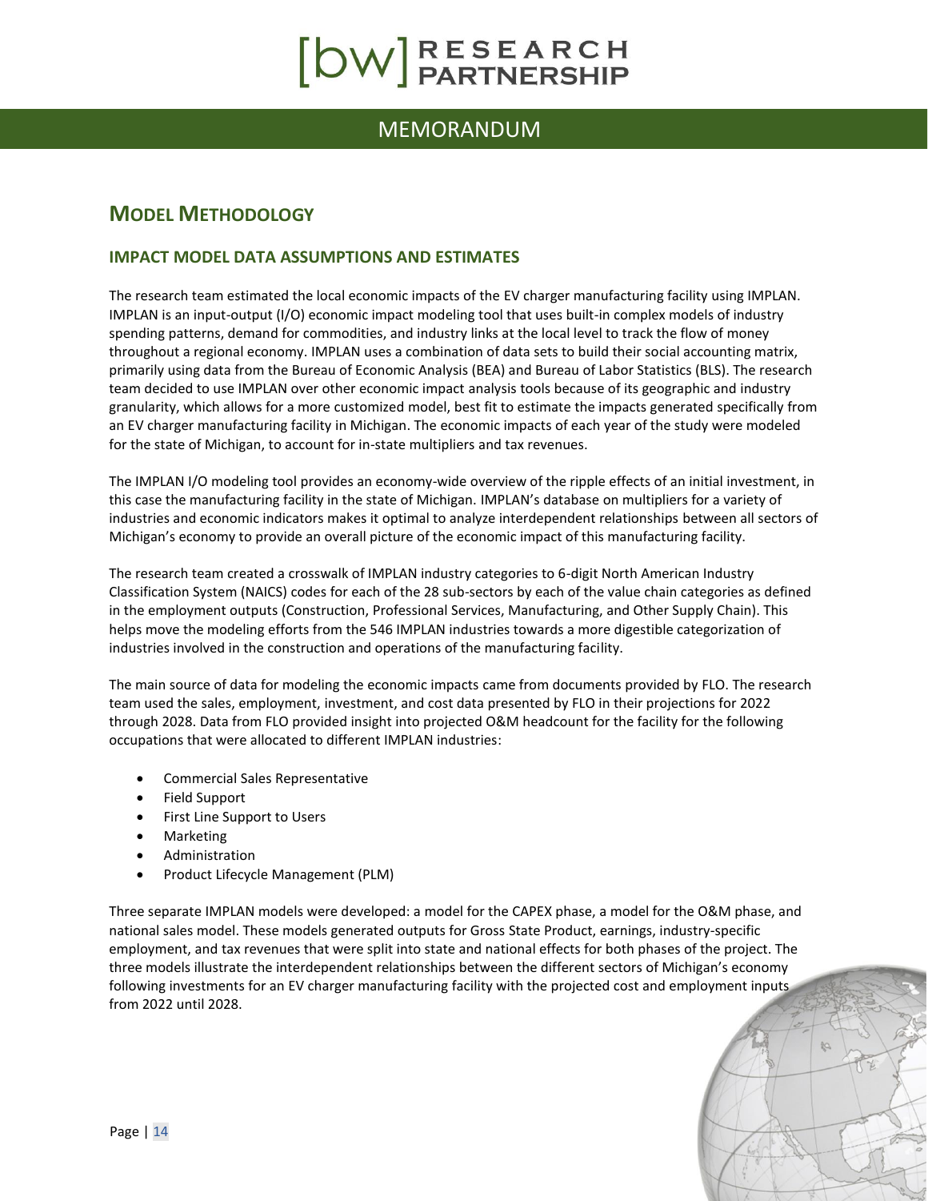## MODEL METHODOLOGY

### IMPACT MODEL DATA ASSUMPTIONS AND ESTIMATES

The research team estimated the local economic impacts of the EV charger manufacturing facility using IMPLAN. IMPLAN is an input-output (I/O) economic impact modeling tool that uses built-in complex models of industry spending patterns, demand for commodities, and industry links at the local level to track the flow of money throughout a regional economy. IMPLAN uses a combination of data sets to build their social accounting matrix, primarily using data from the Bureau of Economic Analysis (BEA) and Bureau of Labor Statistics (BLS). The research team decided to use IMPLAN over other economic impact analysis tools because of its geographic and industry granularity, which allows for a more customized model, best fit to estimate the impacts generated specifically from an EV charger manufacturing facility in Michigan. The economic impacts of each year of the study were modeled for the state of Michigan, to account for in-state multipliers and tax revenues.

The IMPLAN I/O modeling tool provides an economy-wide overview of the ripple effects of an initial investment, in this case the manufacturing facility in the state of Michigan. IMPLAN's database on multipliers for a variety of industries and economic indicators makes it optimal to analyze interdependent relationships between all sectors of Michigan's economy to provide an overall picture of the economic impact of this manufacturing facility.

The research team created a crosswalk of IMPLAN industry categories to 6-digit North American Industry Classification System (NAICS) codes for each of the 28 sub-sectors by each of the value chain categories as defined in the employment outputs (Construction, Professional Services, Manufacturing, and Other Supply Chain). This helps move the modeling efforts from the 546 IMPLAN industries towards a more digestible categorization of industries involved in the construction and operations of the manufacturing facility.

The main source of data for modeling the economic impacts came from documents provided by FLO. The research team used the sales, employment, investment, and cost data presented by FLO in their projections for 2022 through 2028. Data from FLO provided insight into projected O&M headcount for the facility for the following occupations that were allocated to different IMPLAN industries:

- Commercial Sales Representative
- Field Support
- First Line Support to Users
- Marketing
- Administration
- Product Lifecycle Management (PLM)

Three separate IMPLAN models were developed: a model for the CAPEX phase, a model for the O&M phase, and national sales model. These models generated outputs for Gross State Product, earnings, industry-specific employment, and tax revenues that were split into state and national effects for both phases of the project. The three models illustrate the interdependent relationships between the different sectors of Michigan's economy following investments for an EV charger manufacturing facility with the projected cost and employment inputs from 2022 until 2028.